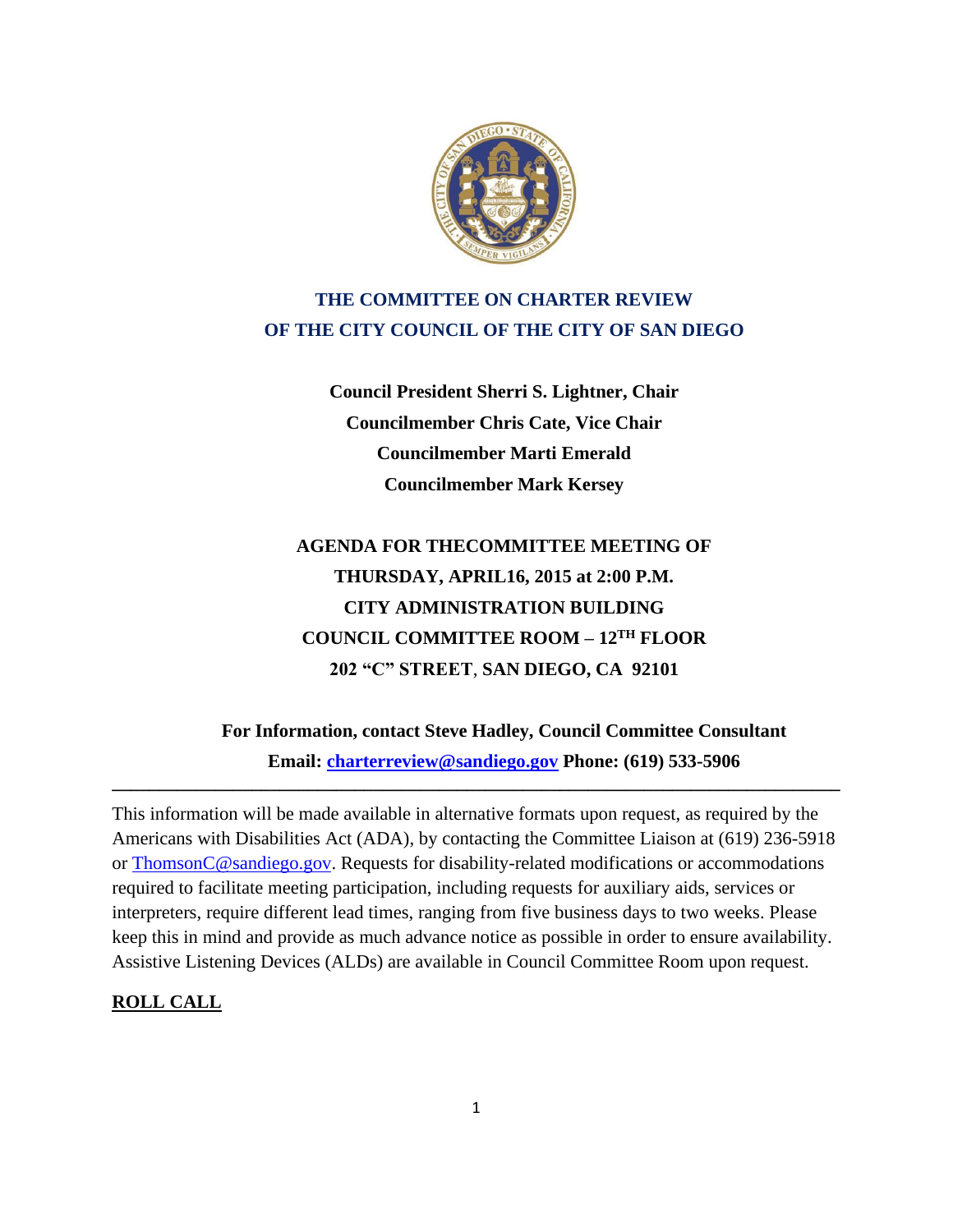# THE COMMITTEE ON CHARTER REVIEW OF THE CITY COUNCIL OF THE CITY OF SAN DIEGO

**Council President Sherri S. Lightner, Chair**
**Councilmember Chris Cate, Vice Chair**
**Councilmember Marti Emerald**
**Councilmember Mark Kersey**

**AGENDA FOR THECOMMITTEE MEETING OF**
**THURSDAY, APRIL16, 2015 at 2:00 P.M.**
**CITY ADMINISTRATION BUILDING**
**COUNCIL COMMITTEE ROOM – 12TH FLOOR**
**202 "C" STREET, SAN DIEGO, CA 92101**

**For Information, contact Steve Hadley, Council Committee Consultant**
**Email: charterreview@sandiego.gov Phone: (619) 533-5906**

---

This information will be made available in alternative formats upon request, as required by the Americans with Disabilities Act (ADA), by contacting the Committee Liaison at (619) 236-5918 or ThomsonC@sandiego.gov. Requests for disability-related modifications or accommodations required to facilitate meeting participation, including requests for auxiliary aids, services or interpreters, require different lead times, ranging from five business days to two weeks. Please keep this in mind and provide as much advance notice as possible in order to ensure availability. Assistive Listening Devices (ALDs) are available in Council Committee Room upon request.

## ROLL CALL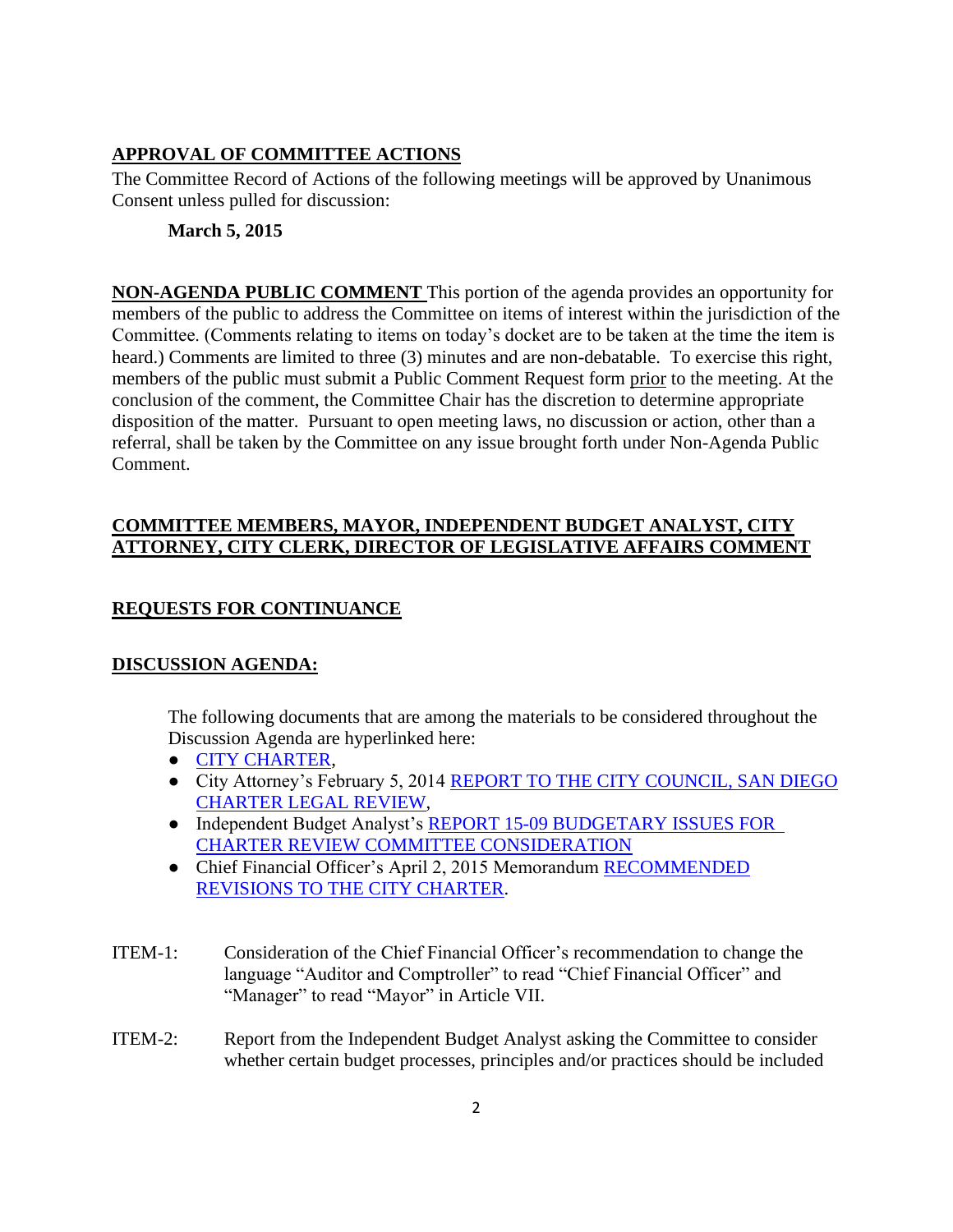**APPROVAL OF COMMITTEE ACTIONS**

The Committee Record of Actions of the following meetings will be approved by Unanimous Consent unless pulled for discussion:

**March 5, 2015**

**NON-AGENDA PUBLIC COMMENT** This portion of the agenda provides an opportunity for members of the public to address the Committee on items of interest within the jurisdiction of the Committee. (Comments relating to items on today's docket are to be taken at the time the item is heard.) Comments are limited to three (3) minutes and are non-debatable. To exercise this right, members of the public must submit a Public Comment Request form prior to the meeting. At the conclusion of the comment, the Committee Chair has the discretion to determine appropriate disposition of the matter. Pursuant to open meeting laws, no discussion or action, other than a referral, shall be taken by the Committee on any issue brought forth under Non-Agenda Public Comment.

**COMMITTEE MEMBERS, MAYOR, INDEPENDENT BUDGET ANALYST, CITY ATTORNEY, CITY CLERK, DIRECTOR OF LEGISLATIVE AFFAIRS COMMENT**

**REQUESTS FOR CONTINUANCE**

**DISCUSSION AGENDA:**

The following documents that are among the materials to be considered throughout the Discussion Agenda are hyperlinked here:

- CITY CHARTER,
- City Attorney's February 5, 2014 REPORT TO THE CITY COUNCIL, SAN DIEGO CHARTER LEGAL REVIEW,
- Independent Budget Analyst's REPORT 15-09 BUDGETARY ISSUES FOR CHARTER REVIEW COMMITTEE CONSIDERATION
- Chief Financial Officer's April 2, 2015 Memorandum RECOMMENDED REVISIONS TO THE CITY CHARTER.

ITEM-1: Consideration of the Chief Financial Officer's recommendation to change the language "Auditor and Comptroller" to read "Chief Financial Officer" and "Manager" to read "Mayor" in Article VII.

ITEM-2: Report from the Independent Budget Analyst asking the Committee to consider whether certain budget processes, principles and/or practices should be included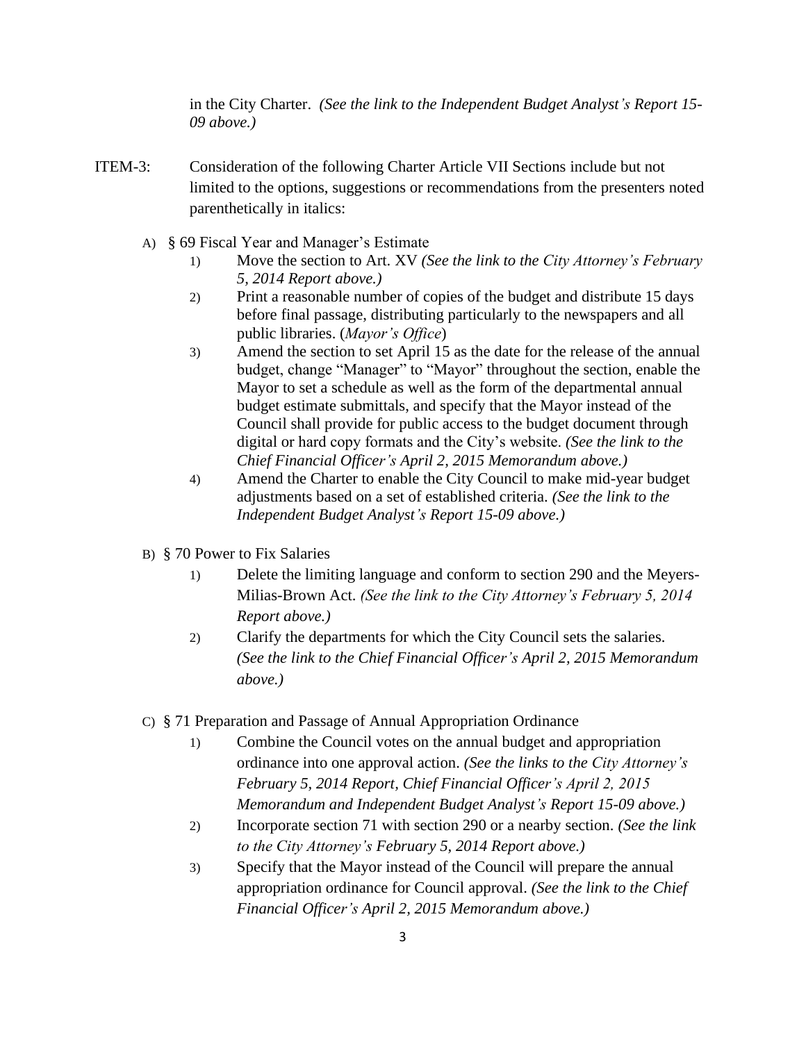in the City Charter. *(See the link to the Independent Budget Analyst's Report 15-09 above.)*

ITEM-3: Consideration of the following Charter Article VII Sections include but not limited to the options, suggestions or recommendations from the presenters noted parenthetically in italics:

A) § 69 Fiscal Year and Manager's Estimate
   1) Move the section to Art. XV *(See the link to the City Attorney's February 5, 2014 Report above.)*
   2) Print a reasonable number of copies of the budget and distribute 15 days before final passage, distributing particularly to the newspapers and all public libraries. (*Mayor's Office*)
   3) Amend the section to set April 15 as the date for the release of the annual budget, change "Manager" to "Mayor" throughout the section, enable the Mayor to set a schedule as well as the form of the departmental annual budget estimate submittals, and specify that the Mayor instead of the Council shall provide for public access to the budget document through digital or hard copy formats and the City's website. *(See the link to the Chief Financial Officer's April 2, 2015 Memorandum above.)*
   4) Amend the Charter to enable the City Council to make mid-year budget adjustments based on a set of established criteria. *(See the link to the Independent Budget Analyst's Report 15-09 above.)*

B) § 70 Power to Fix Salaries
   1) Delete the limiting language and conform to section 290 and the Meyers-Milias-Brown Act. *(See the link to the City Attorney's February 5, 2014 Report above.)*
   2) Clarify the departments for which the City Council sets the salaries. *(See the link to the Chief Financial Officer's April 2, 2015 Memorandum above.)*

C) § 71 Preparation and Passage of Annual Appropriation Ordinance
   1) Combine the Council votes on the annual budget and appropriation ordinance into one approval action. *(See the links to the City Attorney's February 5, 2014 Report, Chief Financial Officer's April 2, 2015 Memorandum and Independent Budget Analyst's Report 15-09 above.)*
   2) Incorporate section 71 with section 290 or a nearby section. *(See the link to the City Attorney's February 5, 2014 Report above.)*
   3) Specify that the Mayor instead of the Council will prepare the annual appropriation ordinance for Council approval. *(See the link to the Chief Financial Officer's April 2, 2015 Memorandum above.)*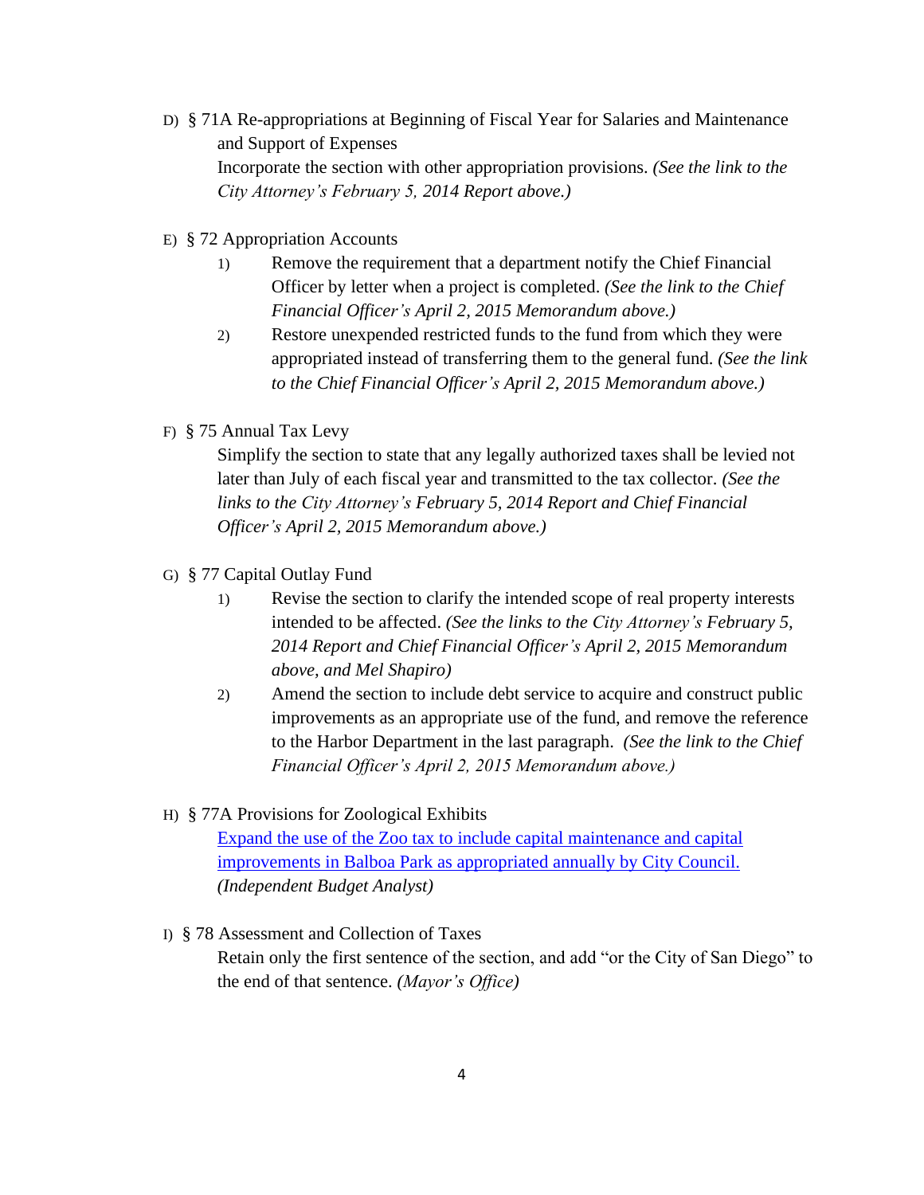D) § 71A Re-appropriations at Beginning of Fiscal Year for Salaries and Maintenance and Support of Expenses

Incorporate the section with other appropriation provisions. *(See the link to the City Attorney's February 5, 2014 Report above.)*

E) § 72 Appropriation Accounts

1) Remove the requirement that a department notify the Chief Financial Officer by letter when a project is completed. *(See the link to the Chief Financial Officer's April 2, 2015 Memorandum above.)*

2) Restore unexpended restricted funds to the fund from which they were appropriated instead of transferring them to the general fund. *(See the link to the Chief Financial Officer's April 2, 2015 Memorandum above.)*

F) § 75 Annual Tax Levy

Simplify the section to state that any legally authorized taxes shall be levied not later than July of each fiscal year and transmitted to the tax collector. *(See the links to the City Attorney's February 5, 2014 Report and Chief Financial Officer's April 2, 2015 Memorandum above.)*

G) § 77 Capital Outlay Fund

1) Revise the section to clarify the intended scope of real property interests intended to be affected. *(See the links to the City Attorney's February 5, 2014 Report and Chief Financial Officer's April 2, 2015 Memorandum above, and Mel Shapiro)*

2) Amend the section to include debt service to acquire and construct public improvements as an appropriate use of the fund, and remove the reference to the Harbor Department in the last paragraph. *(See the link to the Chief Financial Officer's April 2, 2015 Memorandum above.)*

H) § 77A Provisions for Zoological Exhibits

Expand the use of the Zoo tax to include capital maintenance and capital improvements in Balboa Park as appropriated annually by City Council. *(Independent Budget Analyst)*

I) § 78 Assessment and Collection of Taxes

Retain only the first sentence of the section, and add "or the City of San Diego" to the end of that sentence. *(Mayor's Office)*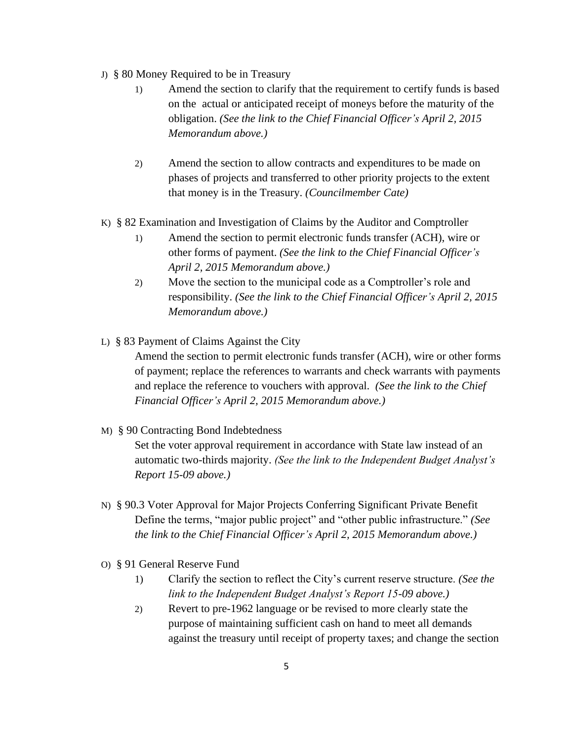J) § 80 Money Required to be in Treasury

1) Amend the section to clarify that the requirement to certify funds is based on the actual or anticipated receipt of moneys before the maturity of the obligation. *(See the link to the Chief Financial Officer's April 2, 2015 Memorandum above.)*

2) Amend the section to allow contracts and expenditures to be made on phases of projects and transferred to other priority projects to the extent that money is in the Treasury. *(Councilmember Cate)*

K) § 82 Examination and Investigation of Claims by the Auditor and Comptroller

1) Amend the section to permit electronic funds transfer (ACH), wire or other forms of payment. *(See the link to the Chief Financial Officer's April 2, 2015 Memorandum above.)*
2) Move the section to the municipal code as a Comptroller's role and responsibility. *(See the link to the Chief Financial Officer's April 2, 2015 Memorandum above.)*

L) § 83 Payment of Claims Against the City

Amend the section to permit electronic funds transfer (ACH), wire or other forms of payment; replace the references to warrants and check warrants with payments and replace the reference to vouchers with approval. *(See the link to the Chief Financial Officer's April 2, 2015 Memorandum above.)*

M) § 90 Contracting Bond Indebtedness

Set the voter approval requirement in accordance with State law instead of an automatic two-thirds majority. *(See the link to the Independent Budget Analyst's Report 15-09 above.)*

N) § 90.3 Voter Approval for Major Projects Conferring Significant Private Benefit

Define the terms, "major public project" and "other public infrastructure." *(See the link to the Chief Financial Officer's April 2, 2015 Memorandum above.)*

O) § 91 General Reserve Fund

1) Clarify the section to reflect the City's current reserve structure. *(See the link to the Independent Budget Analyst's Report 15-09 above.)*
2) Revert to pre-1962 language or be revised to more clearly state the purpose of maintaining sufficient cash on hand to meet all demands against the treasury until receipt of property taxes; and change the section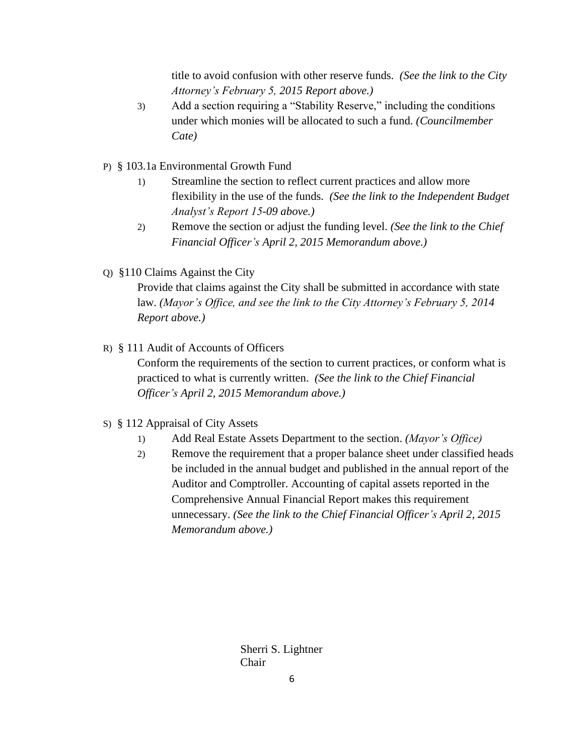title to avoid confusion with other reserve funds. *(See the link to the City Attorney's February 5, 2015 Report above.)*

3) Add a section requiring a "Stability Reserve," including the conditions under which monies will be allocated to such a fund. *(Councilmember Cate)*

P) § 103.1a Environmental Growth Fund

1) Streamline the section to reflect current practices and allow more flexibility in the use of the funds. *(See the link to the Independent Budget Analyst's Report 15-09 above.)*
2) Remove the section or adjust the funding level. *(See the link to the Chief Financial Officer's April 2, 2015 Memorandum above.)*

Q) §110 Claims Against the City

Provide that claims against the City shall be submitted in accordance with state law. *(Mayor's Office, and see the link to the City Attorney's February 5, 2014 Report above.)*

R) § 111 Audit of Accounts of Officers

Conform the requirements of the section to current practices, or conform what is practiced to what is currently written. *(See the link to the Chief Financial Officer's April 2, 2015 Memorandum above.)*

S) § 112 Appraisal of City Assets

1) Add Real Estate Assets Department to the section. *(Mayor's Office)*
2) Remove the requirement that a proper balance sheet under classified heads be included in the annual budget and published in the annual report of the Auditor and Comptroller. Accounting of capital assets reported in the Comprehensive Annual Financial Report makes this requirement unnecessary. *(See the link to the Chief Financial Officer's April 2, 2015 Memorandum above.)*

Sherri S. Lightner
Chair